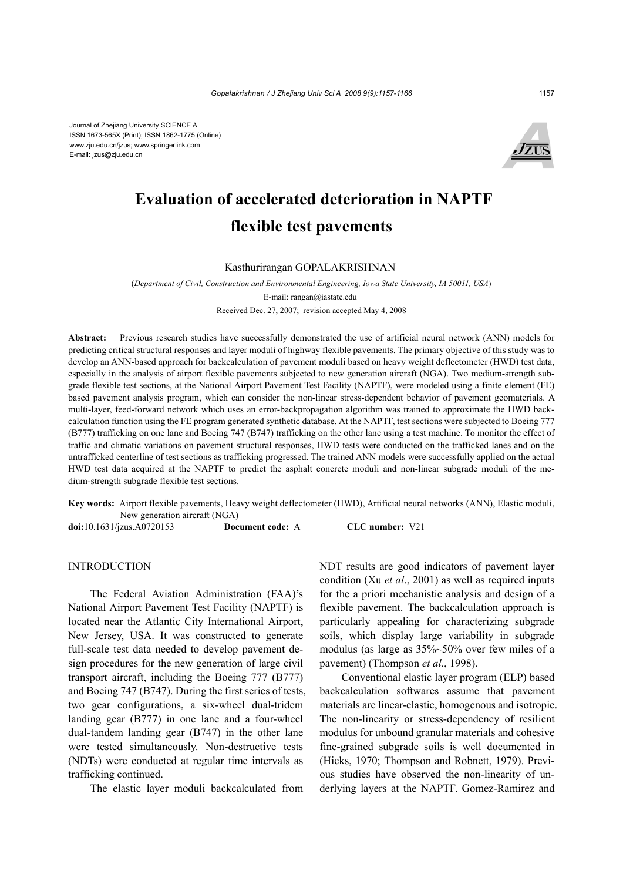Journal of Zhejiang University SCIENCE A
ISSN 1673-565X (Print); ISSN 1862-1775 (Online)
www.zju.edu.cn/jzus; www.springerlink.com
E-mail: jzus@zju.edu.cn

# Evaluation of accelerated deterioration in NAPTF flexible test pavements

Kasthurirangan GOPALAKRISHNAN

(*Department of Civil, Construction and Environmental Engineering, Iowa State University, IA 50011, USA*)

E-mail: rangan@iastate.edu

Received Dec. 27, 2007; revision accepted May 4, 2008

**Abstract:** Previous research studies have successfully demonstrated the use of artificial neural network (ANN) models for predicting critical structural responses and layer moduli of highway flexible pavements. The primary objective of this study was to develop an ANN-based approach for backcalculation of pavement moduli based on heavy weight deflectometer (HWD) test data, especially in the analysis of airport flexible pavements subjected to new generation aircraft (NGA). Two medium-strength subgrade flexible test sections, at the National Airport Pavement Test Facility (NAPTF), were modeled using a finite element (FE) based pavement analysis program, which can consider the non-linear stress-dependent behavior of pavement geomaterials. A multi-layer, feed-forward network which uses an error-backpropagation algorithm was trained to approximate the HWD backcalculation function using the FE program generated synthetic database. At the NAPTF, test sections were subjected to Boeing 777 (B777) trafficking on one lane and Boeing 747 (B747) trafficking on the other lane using a test machine. To monitor the effect of traffic and climatic variations on pavement structural responses, HWD tests were conducted on the trafficked lanes and on the untrafficked centerline of test sections as trafficking progressed. The trained ANN models were successfully applied on the actual HWD test data acquired at the NAPTF to predict the asphalt concrete moduli and non-linear subgrade moduli of the medium-strength subgrade flexible test sections.

**Key words:** Airport flexible pavements, Heavy weight deflectometer (HWD), Artificial neural networks (ANN), Elastic moduli, New generation aircraft (NGA)

**doi:**10.1631/jzus.A0720153 **Document code:** A **CLC number:** V21

## INTRODUCTION

The Federal Aviation Administration (FAA)'s National Airport Pavement Test Facility (NAPTF) is located near the Atlantic City International Airport, New Jersey, USA. It was constructed to generate full-scale test data needed to develop pavement design procedures for the new generation of large civil transport aircraft, including the Boeing 777 (B777) and Boeing 747 (B747). During the first series of tests, two gear configurations, a six-wheel dual-tridem landing gear (B777) in one lane and a four-wheel dual-tandem landing gear (B747) in the other lane were tested simultaneously. Non-destructive tests (NDTs) were conducted at regular time intervals as trafficking continued.

The elastic layer moduli backcalculated from NDT results are good indicators of pavement layer condition (Xu *et al*., 2001) as well as required inputs for the a priori mechanistic analysis and design of a flexible pavement. The backcalculation approach is particularly appealing for characterizing subgrade soils, which display large variability in subgrade modulus (as large as 35%~50% over few miles of a pavement) (Thompson *et al*., 1998).

Conventional elastic layer program (ELP) based backcalculation softwares assume that pavement materials are linear-elastic, homogenous and isotropic. The non-linearity or stress-dependency of resilient modulus for unbound granular materials and cohesive fine-grained subgrade soils is well documented in (Hicks, 1970; Thompson and Robnett, 1979). Previous studies have observed the non-linearity of underlying layers at the NAPTF. Gomez-Ramirez and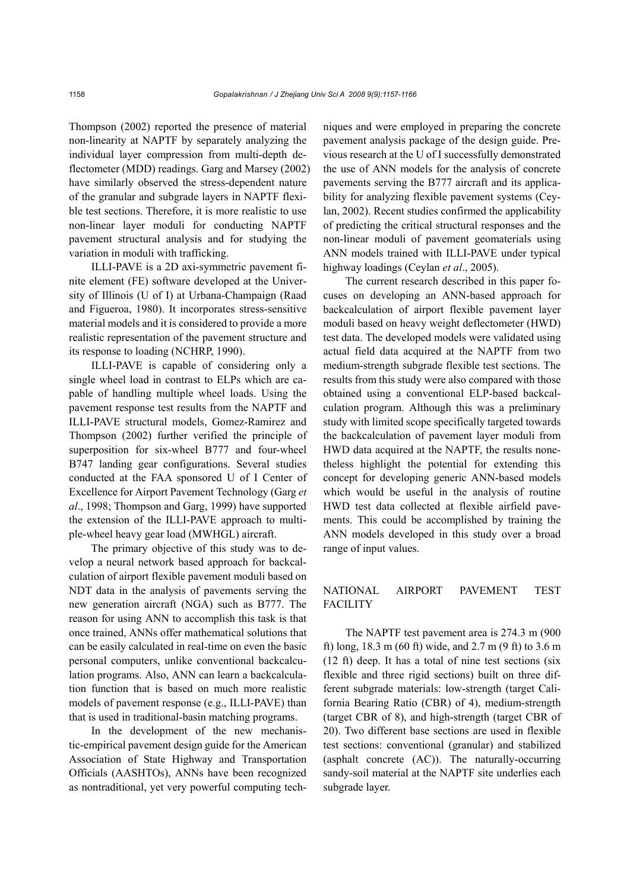Thompson (2002) reported the presence of material non-linearity at NAPTF by separately analyzing the individual layer compression from multi-depth deflectometer (MDD) readings. Garg and Marsey (2002) have similarly observed the stress-dependent nature of the granular and subgrade layers in NAPTF flexible test sections. Therefore, it is more realistic to use non-linear layer moduli for conducting NAPTF pavement structural analysis and for studying the variation in moduli with trafficking.

ILLI-PAVE is a 2D axi-symmetric pavement finite element (FE) software developed at the University of Illinois (U of I) at Urbana-Champaign (Raad and Figueroa, 1980). It incorporates stress-sensitive material models and it is considered to provide a more realistic representation of the pavement structure and its response to loading (NCHRP, 1990).

ILLI-PAVE is capable of considering only a single wheel load in contrast to ELPs which are capable of handling multiple wheel loads. Using the pavement response test results from the NAPTF and ILLI-PAVE structural models, Gomez-Ramirez and Thompson (2002) further verified the principle of superposition for six-wheel B777 and four-wheel B747 landing gear configurations. Several studies conducted at the FAA sponsored U of I Center of Excellence for Airport Pavement Technology (Garg *et al*., 1998; Thompson and Garg, 1999) have supported the extension of the ILLI-PAVE approach to multiple-wheel heavy gear load (MWHGL) aircraft.

The primary objective of this study was to develop a neural network based approach for backcalculation of airport flexible pavement moduli based on NDT data in the analysis of pavements serving the new generation aircraft (NGA) such as B777. The reason for using ANN to accomplish this task is that once trained, ANNs offer mathematical solutions that can be easily calculated in real-time on even the basic personal computers, unlike conventional backcalculation programs. Also, ANN can learn a backcalculation function that is based on much more realistic models of pavement response (e.g., ILLI-PAVE) than that is used in traditional-basin matching programs.

In the development of the new mechanistic-empirical pavement design guide for the American Association of State Highway and Transportation Officials (AASHTOs), ANNs have been recognized as nontraditional, yet very powerful computing techniques and were employed in preparing the concrete pavement analysis package of the design guide. Previous research at the U of I successfully demonstrated the use of ANN models for the analysis of concrete pavements serving the B777 aircraft and its applicability for analyzing flexible pavement systems (Ceylan, 2002). Recent studies confirmed the applicability of predicting the critical structural responses and the non-linear moduli of pavement geomaterials using ANN models trained with ILLI-PAVE under typical highway loadings (Ceylan *et al*., 2005).

The current research described in this paper focuses on developing an ANN-based approach for backcalculation of airport flexible pavement layer moduli based on heavy weight deflectometer (HWD) test data. The developed models were validated using actual field data acquired at the NAPTF from two medium-strength subgrade flexible test sections. The results from this study were also compared with those obtained using a conventional ELP-based backcalculation program. Although this was a preliminary study with limited scope specifically targeted towards the backcalculation of pavement layer moduli from HWD data acquired at the NAPTF, the results nonetheless highlight the potential for extending this concept for developing generic ANN-based models which would be useful in the analysis of routine HWD test data collected at flexible airfield pavements. This could be accomplished by training the ANN models developed in this study over a broad range of input values.

## NATIONAL AIRPORT PAVEMENT TEST FACILITY

The NAPTF test pavement area is 274.3 m (900 ft) long, 18.3 m (60 ft) wide, and 2.7 m (9 ft) to 3.6 m (12 ft) deep. It has a total of nine test sections (six flexible and three rigid sections) built on three different subgrade materials: low-strength (target California Bearing Ratio (CBR) of 4), medium-strength (target CBR of 8), and high-strength (target CBR of 20). Two different base sections are used in flexible test sections: conventional (granular) and stabilized (asphalt concrete (AC)). The naturally-occurring sandy-soil material at the NAPTF site underlies each subgrade layer.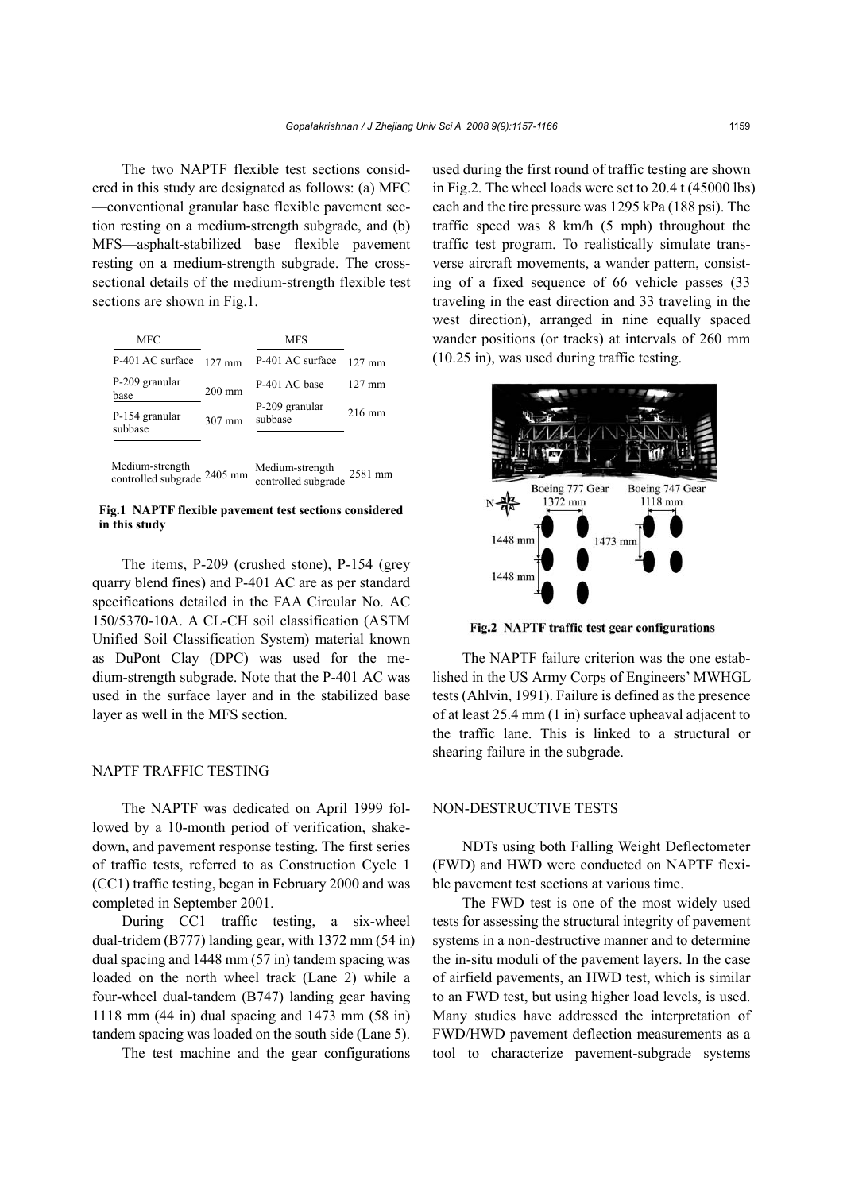The two NAPTF flexible test sections considered in this study are designated as follows: (a) MFC —conventional granular base flexible pavement section resting on a medium-strength subgrade, and (b) MFS—asphalt-stabilized base flexible pavement resting on a medium-strength subgrade. The cross-sectional details of the medium-strength flexible test sections are shown in Fig.1.

| MFC | | MFS | |
|---|---|---|---|
| P-401 AC surface | 127 mm | P-401 AC surface | 127 mm |
| P-209 granular base | 200 mm | P-401 AC base | 127 mm |
| P-154 granular subbase | 307 mm | P-209 granular subbase | 216 mm |
| Medium-strength controlled subgrade | 2405 mm | Medium-strength controlled subgrade | 2581 mm |

**Fig.1 NAPTF flexible pavement test sections considered in this study**

The items, P-209 (crushed stone), P-154 (grey quarry blend fines) and P-401 AC are as per standard specifications detailed in the FAA Circular No. AC 150/5370-10A. A CL-CH soil classification (ASTM Unified Soil Classification System) material known as DuPont Clay (DPC) was used for the medium-strength subgrade. Note that the P-401 AC was used in the surface layer and in the stabilized base layer as well in the MFS section.

## NAPTF TRAFFIC TESTING

The NAPTF was dedicated on April 1999 followed by a 10-month period of verification, shakedown, and pavement response testing. The first series of traffic tests, referred to as Construction Cycle 1 (CC1) traffic testing, began in February 2000 and was completed in September 2001.

During CC1 traffic testing, a six-wheel dual-tridem (B777) landing gear, with 1372 mm (54 in) dual spacing and 1448 mm (57 in) tandem spacing was loaded on the north wheel track (Lane 2) while a four-wheel dual-tandem (B747) landing gear having 1118 mm (44 in) dual spacing and 1473 mm (58 in) tandem spacing was loaded on the south side (Lane 5).

The test machine and the gear configurations used during the first round of traffic testing are shown in Fig.2. The wheel loads were set to 20.4 t (45000 lbs) each and the tire pressure was 1295 kPa (188 psi). The traffic speed was 8 km/h (5 mph) throughout the traffic test program. To realistically simulate transverse aircraft movements, a wander pattern, consisting of a fixed sequence of 66 vehicle passes (33 traveling in the east direction and 33 traveling in the west direction), arranged in nine equally spaced wander positions (or tracks) at intervals of 260 mm (10.25 in), was used during traffic testing.

**Fig.2 NAPTF traffic test gear configurations**

The NAPTF failure criterion was the one established in the US Army Corps of Engineers' MWHGL tests (Ahlvin, 1991). Failure is defined as the presence of at least 25.4 mm (1 in) surface upheaval adjacent to the traffic lane. This is linked to a structural or shearing failure in the subgrade.

## NON-DESTRUCTIVE TESTS

NDTs using both Falling Weight Deflectometer (FWD) and HWD were conducted on NAPTF flexible pavement test sections at various time.

The FWD test is one of the most widely used tests for assessing the structural integrity of pavement systems in a non-destructive manner and to determine the in-situ moduli of the pavement layers. In the case of airfield pavements, an HWD test, which is similar to an FWD test, but using higher load levels, is used. Many studies have addressed the interpretation of FWD/HWD pavement deflection measurements as a tool to characterize pavement-subgrade systems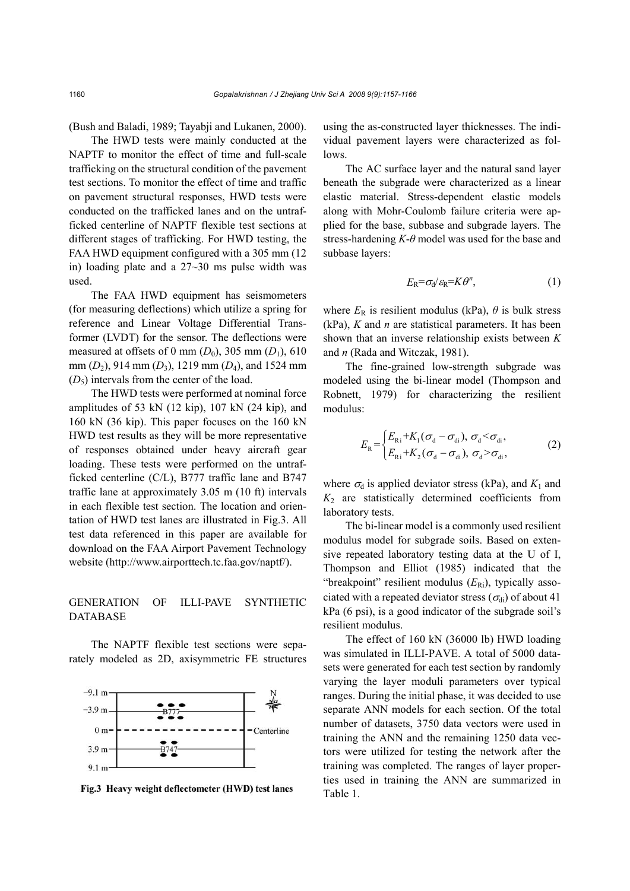(Bush and Baladi, 1989; Tayabji and Lukanen, 2000).

The HWD tests were mainly conducted at the NAPTF to monitor the effect of time and full-scale trafficking on the structural condition of the pavement test sections. To monitor the effect of time and traffic on pavement structural responses, HWD tests were conducted on the trafficked lanes and on the untrafficked centerline of NAPTF flexible test sections at different stages of trafficking. For HWD testing, the FAA HWD equipment configured with a 305 mm (12 in) loading plate and a 27~30 ms pulse width was used.

The FAA HWD equipment has seismometers (for measuring deflections) which utilize a spring for reference and Linear Voltage Differential Transformer (LVDT) for the sensor. The deflections were measured at offsets of 0 mm ($D_0$), 305 mm ($D_1$), 610 mm ($D_2$), 914 mm ($D_3$), 1219 mm ($D_4$), and 1524 mm ($D_5$) intervals from the center of the load.

The HWD tests were performed at nominal force amplitudes of 53 kN (12 kip), 107 kN (24 kip), and 160 kN (36 kip). This paper focuses on the 160 kN HWD test results as they will be more representative of responses obtained under heavy aircraft gear loading. These tests were performed on the untrafficked centerline (C/L), B777 traffic lane and B747 traffic lane at approximately 3.05 m (10 ft) intervals in each flexible test section. The location and orientation of HWD test lanes are illustrated in Fig.3. All test data referenced in this paper are available for download on the FAA Airport Pavement Technology website (http://www.airporttech.tc.faa.gov/naptf/).

## GENERATION OF ILLI-PAVE SYNTHETIC DATABASE

The NAPTF flexible test sections were separately modeled as 2D, axisymmetric FE structures using the as-constructed layer thicknesses. The individual pavement layers were characterized as follows.

**Fig.3 Heavy weight deflectometer (HWD) test lanes**

The AC surface layer and the natural sand layer beneath the subgrade were characterized as a linear elastic material. Stress-dependent elastic models along with Mohr-Coulomb failure criteria were applied for the base, subbase and subgrade layers. The stress-hardening $K$-$\theta$ model was used for the base and subbase layers:

$$E_R = \sigma_d / \varepsilon_R = K\theta^n, \tag{1}$$

where $E_R$ is resilient modulus (kPa), $\theta$ is bulk stress (kPa), $K$ and $n$ are statistical parameters. It has been shown that an inverse relationship exists between $K$ and $n$ (Rada and Witczak, 1981).

The fine-grained low-strength subgrade was modeled using the bi-linear model (Thompson and Robnett, 1979) for characterizing the resilient modulus:

$$E_R = \begin{cases} E_{Ri} + K_1(\sigma_d - \sigma_{di}), \ \sigma_d < \sigma_{di}, \\ E_{Ri} + K_2(\sigma_d - \sigma_{di}), \ \sigma_d > \sigma_{di}, \end{cases} \tag{2}$$

where $\sigma_d$ is applied deviator stress (kPa), and $K_1$ and $K_2$ are statistically determined coefficients from laboratory tests.

The bi-linear model is a commonly used resilient modulus model for subgrade soils. Based on extensive repeated laboratory testing data at the U of I, Thompson and Elliot (1985) indicated that the "breakpoint" resilient modulus ($E_{Ri}$), typically associated with a repeated deviator stress ($\sigma_{di}$) of about 41 kPa (6 psi), is a good indicator of the subgrade soil's resilient modulus.

The effect of 160 kN (36000 lb) HWD loading was simulated in ILLI-PAVE. A total of 5000 datasets were generated for each test section by randomly varying the layer moduli parameters over typical ranges. During the initial phase, it was decided to use separate ANN models for each section. Of the total number of datasets, 3750 data vectors were used in training the ANN and the remaining 1250 data vectors were utilized for testing the network after the training was completed. The ranges of layer properties used in training the ANN are summarized in Table 1.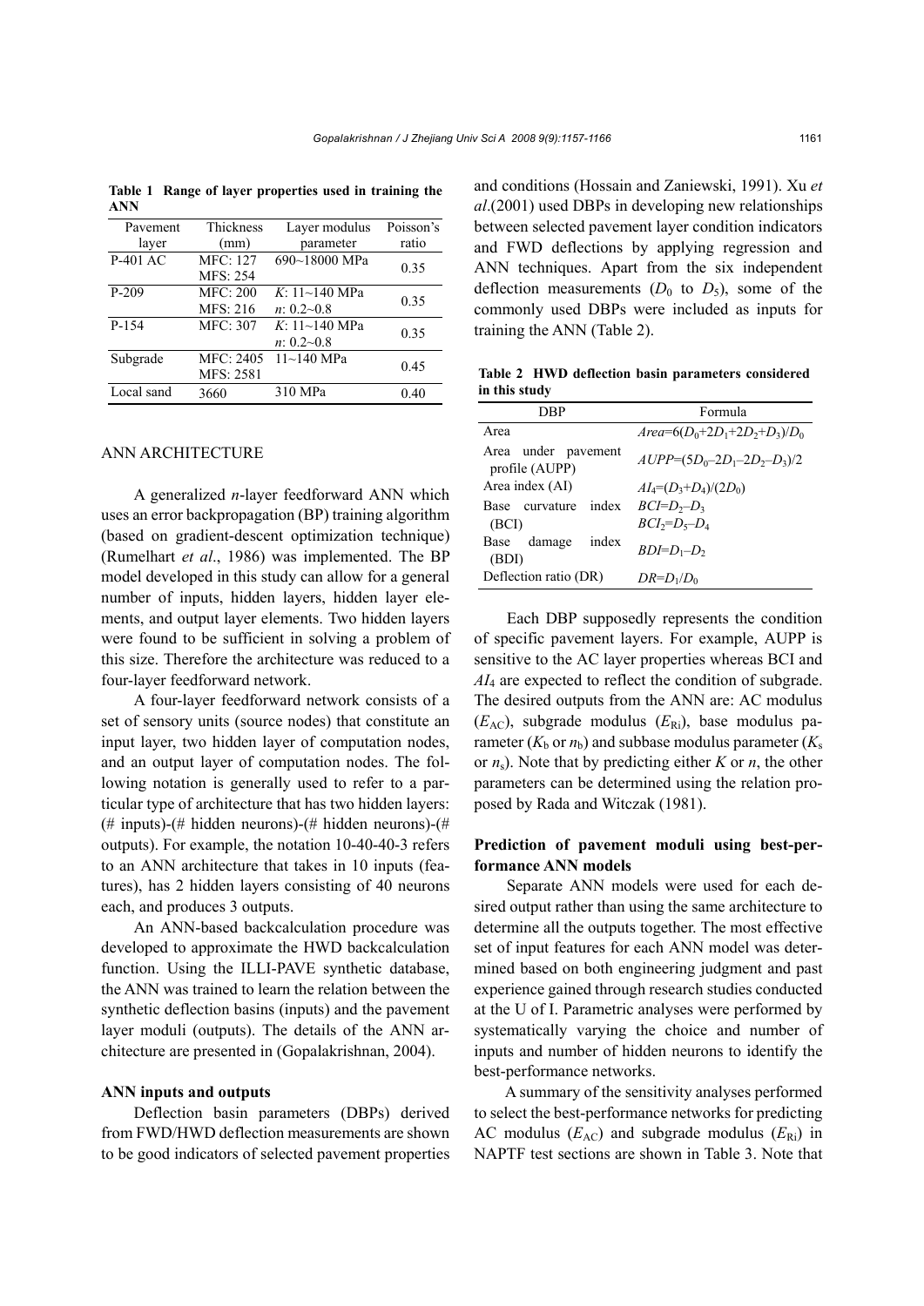**Table 1 Range of layer properties used in training the ANN**

| Pavement layer | Thickness (mm) | Layer modulus parameter | Poisson's ratio |
|---|---|---|---|
| P-401 AC | MFC: 127<br>MFS: 254 | 690~18000 MPa | 0.35 |
| P-209 | MFC: 200<br>MFS: 216 | $K$: 11~140 MPa<br>$n$: 0.2~0.8 | 0.35 |
| P-154 | MFC: 307 | $K$: 11~140 MPa<br>$n$: 0.2~0.8 | 0.35 |
| Subgrade | MFC: 2405<br>MFS: 2581 | 11~140 MPa | 0.45 |
| Local sand | 3660 | 310 MPa | 0.40 |

## ANN ARCHITECTURE

A generalized $n$-layer feedforward ANN which uses an error backpropagation (BP) training algorithm (based on gradient-descent optimization technique) (Rumelhart *et al*., 1986) was implemented. The BP model developed in this study can allow for a general number of inputs, hidden layers, hidden layer elements, and output layer elements. Two hidden layers were found to be sufficient in solving a problem of this size. Therefore the architecture was reduced to a four-layer feedforward network.

A four-layer feedforward network consists of a set of sensory units (source nodes) that constitute an input layer, two hidden layer of computation nodes, and an output layer of computation nodes. The following notation is generally used to refer to a particular type of architecture that has two hidden layers: (# inputs)-(# hidden neurons)-(# hidden neurons)-(# outputs). For example, the notation 10-40-40-3 refers to an ANN architecture that takes in 10 inputs (features), has 2 hidden layers consisting of 40 neurons each, and produces 3 outputs.

An ANN-based backcalculation procedure was developed to approximate the HWD backcalculation function. Using the ILLI-PAVE synthetic database, the ANN was trained to learn the relation between the synthetic deflection basins (inputs) and the pavement layer moduli (outputs). The details of the ANN architecture are presented in (Gopalakrishnan, 2004).

### ANN inputs and outputs

Deflection basin parameters (DBPs) derived from FWD/HWD deflection measurements are shown to be good indicators of selected pavement properties and conditions (Hossain and Zaniewski, 1991). Xu *et al*.(2001) used DBPs in developing new relationships between selected pavement layer condition indicators and FWD deflections by applying regression and ANN techniques. Apart from the six independent deflection measurements ($D_0$ to $D_5$), some of the commonly used DBPs were included as inputs for training the ANN (Table 2).

**Table 2 HWD deflection basin parameters considered in this study**

| DBP | Formula |
|---|---|
| Area | $Area=6(D_0+2D_1+2D_2+D_3)/D_0$ |
| Area under pavement profile (AUPP) | $AUPP=(5D_0-2D_1-2D_2-D_3)/2$ |
| Area index (AI) | $AI_4=(D_3+D_4)/(2D_0)$ |
| Base curvature index (BCI) | $BCI=D_2-D_3$<br>$BCI_2=D_5-D_4$ |
| Base damage index (BDI) | $BDI=D_1-D_2$ |
| Deflection ratio (DR) | $DR=D_1/D_0$ |

Each DBP supposedly represents the condition of specific pavement layers. For example, AUPP is sensitive to the AC layer properties whereas BCI and $AI_4$ are expected to reflect the condition of subgrade. The desired outputs from the ANN are: AC modulus ($E_{AC}$), subgrade modulus ($E_{Ri}$), base modulus parameter ($K_b$ or $n_b$) and subbase modulus parameter ($K_s$ or $n_s$). Note that by predicting either $K$ or $n$, the other parameters can be determined using the relation proposed by Rada and Witczak (1981).

### Prediction of pavement moduli using best-performance ANN models

Separate ANN models were used for each desired output rather than using the same architecture to determine all the outputs together. The most effective set of input features for each ANN model was determined based on both engineering judgment and past experience gained through research studies conducted at the U of I. Parametric analyses were performed by systematically varying the choice and number of inputs and number of hidden neurons to identify the best-performance networks.

A summary of the sensitivity analyses performed to select the best-performance networks for predicting AC modulus ($E_{AC}$) and subgrade modulus ($E_{Ri}$) in NAPTF test sections are shown in Table 3. Note that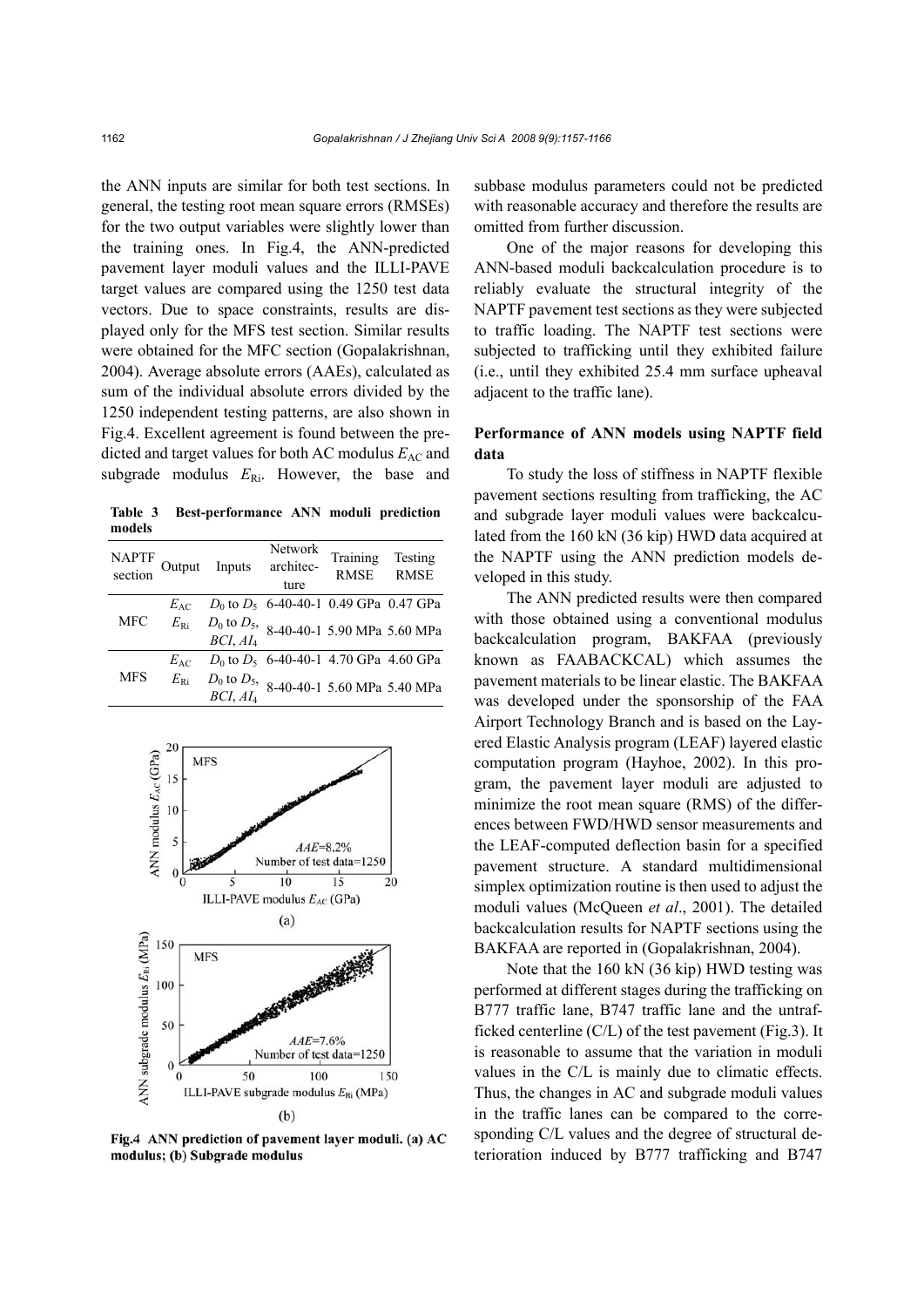the ANN inputs are similar for both test sections. In general, the testing root mean square errors (RMSEs) for the two output variables were slightly lower than the training ones. In Fig.4, the ANN-predicted pavement layer moduli values and the ILLI-PAVE target values are compared using the 1250 test data vectors. Due to space constraints, results are displayed only for the MFS test section. Similar results were obtained for the MFC section (Gopalakrishnan, 2004). Average absolute errors (AAEs), calculated as sum of the individual absolute errors divided by the 1250 independent testing patterns, are also shown in Fig.4. Excellent agreement is found between the predicted and target values for both AC modulus $E_{AC}$ and subgrade modulus $E_{Ri}$. However, the base and subbase modulus parameters could not be predicted with reasonable accuracy and therefore the results are omitted from further discussion.

**Table 3 Best-performance ANN moduli prediction models**

| NAPTF section | Output | Inputs | Network architecture | Training RMSE | Testing RMSE |
|---|---|---|---|---|---|
| MFC | $E_{AC}$ | $D_0$ to $D_5$ | 6-40-40-1 | 0.49 GPa | 0.47 GPa |
| | $E_{Ri}$ | $D_0$ to $D_5$, $BCI$, $AI_4$ | 8-40-40-1 | 5.90 MPa | 5.60 MPa |
| MFS | $E_{AC}$ | $D_0$ to $D_5$ | 6-40-40-1 | 4.70 GPa | 4.60 GPa |
| | $E_{Ri}$ | $D_0$ to $D_5$, $BCI$, $AI_4$ | 8-40-40-1 | 5.60 MPa | 5.40 MPa |

**Fig.4 ANN prediction of pavement layer moduli. (a) AC modulus; (b) Subgrade modulus**

One of the major reasons for developing this ANN-based moduli backcalculation procedure is to reliably evaluate the structural integrity of the NAPTF pavement test sections as they were subjected to traffic loading. The NAPTF test sections were subjected to trafficking until they exhibited failure (i.e., until they exhibited 25.4 mm surface upheaval adjacent to the traffic lane).

### Performance of ANN models using NAPTF field data

To study the loss of stiffness in NAPTF flexible pavement sections resulting from trafficking, the AC and subgrade layer moduli values were backcalculated from the 160 kN (36 kip) HWD data acquired at the NAPTF using the ANN prediction models developed in this study.

The ANN predicted results were then compared with those obtained using a conventional modulus backcalculation program, BAKFAA (previously known as FAABACKCAL) which assumes the pavement materials to be linear elastic. The BAKFAA was developed under the sponsorship of the FAA Airport Technology Branch and is based on the Layered Elastic Analysis program (LEAF) layered elastic computation program (Hayhoe, 2002). In this program, the pavement layer moduli are adjusted to minimize the root mean square (RMS) of the differences between FWD/HWD sensor measurements and the LEAF-computed deflection basin for a specified pavement structure. A standard multidimensional simplex optimization routine is then used to adjust the moduli values (McQueen *et al*., 2001). The detailed backcalculation results for NAPTF sections using the BAKFAA are reported in (Gopalakrishnan, 2004).

Note that the 160 kN (36 kip) HWD testing was performed at different stages during the trafficking on B777 traffic lane, B747 traffic lane and the untrafficked centerline (C/L) of the test pavement (Fig.3). It is reasonable to assume that the variation in moduli values in the C/L is mainly due to climatic effects. Thus, the changes in AC and subgrade moduli values in the traffic lanes can be compared to the corresponding C/L values and the degree of structural deterioration induced by B777 trafficking and B747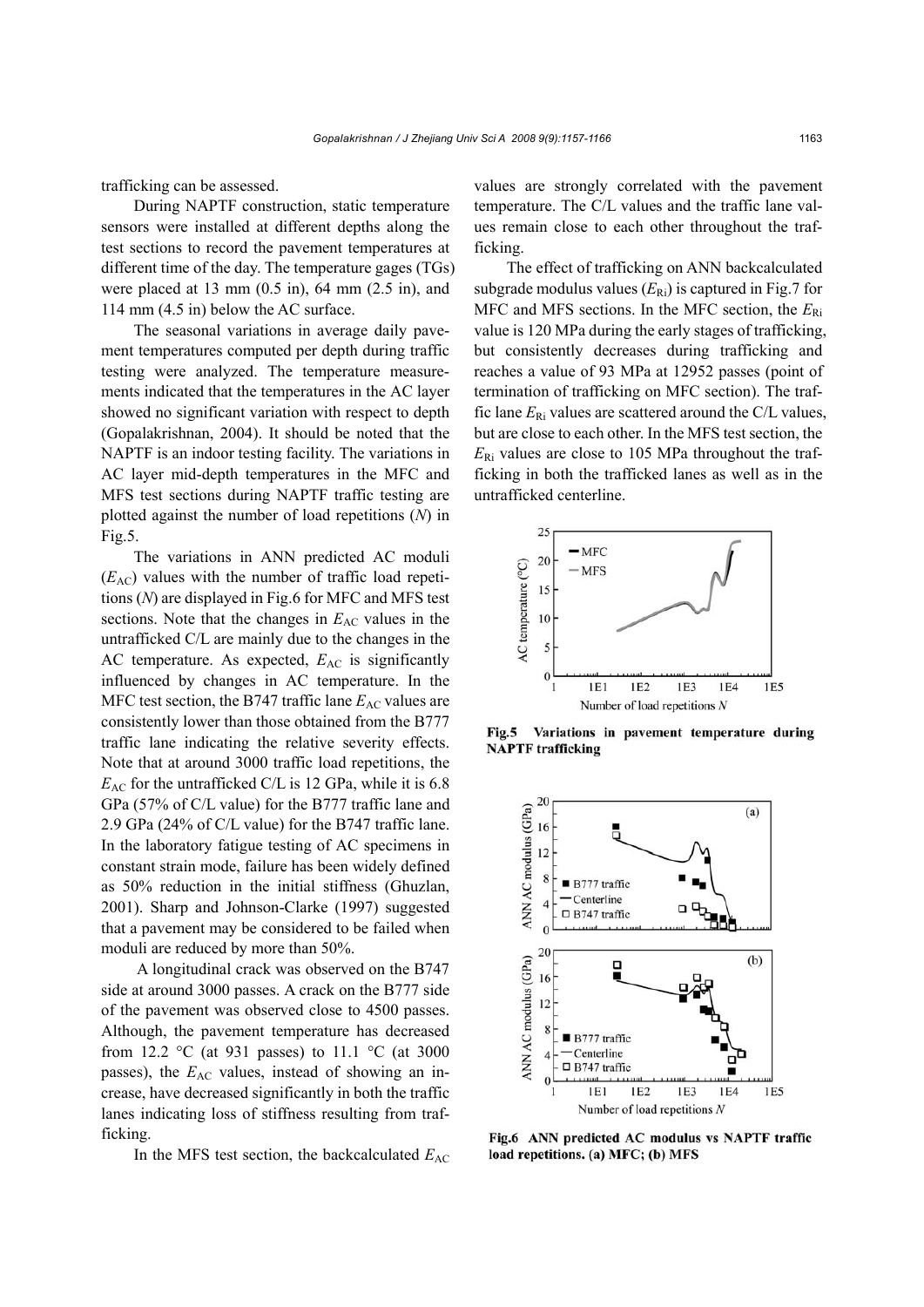trafficking can be assessed.

During NAPTF construction, static temperature sensors were installed at different depths along the test sections to record the pavement temperatures at different time of the day. The temperature gages (TGs) were placed at 13 mm (0.5 in), 64 mm (2.5 in), and 114 mm (4.5 in) below the AC surface.

The seasonal variations in average daily pavement temperatures computed per depth during traffic testing were analyzed. The temperature measurements indicated that the temperatures in the AC layer showed no significant variation with respect to depth (Gopalakrishnan, 2004). It should be noted that the NAPTF is an indoor testing facility. The variations in AC layer mid-depth temperatures in the MFC and MFS test sections during NAPTF traffic testing are plotted against the number of load repetitions ($N$) in Fig.5.

The variations in ANN predicted AC moduli ($E_{AC}$) values with the number of traffic load repetitions ($N$) are displayed in Fig.6 for MFC and MFS test sections. Note that the changes in $E_{AC}$ values in the untrafficked C/L are mainly due to the changes in the AC temperature. As expected, $E_{AC}$ is significantly influenced by changes in AC temperature. In the MFC test section, the B747 traffic lane $E_{AC}$ values are consistently lower than those obtained from the B777 traffic lane indicating the relative severity effects. Note that at around 3000 traffic load repetitions, the $E_{AC}$ for the untrafficked C/L is 12 GPa, while it is 6.8 GPa (57% of C/L value) for the B777 traffic lane and 2.9 GPa (24% of C/L value) for the B747 traffic lane. In the laboratory fatigue testing of AC specimens in constant strain mode, failure has been widely defined as 50% reduction in the initial stiffness (Ghuzlan, 2001). Sharp and Johnson-Clarke (1997) suggested that a pavement may be considered to be failed when moduli are reduced by more than 50%.

A longitudinal crack was observed on the B747 side at around 3000 passes. A crack on the B777 side of the pavement was observed close to 4500 passes. Although, the pavement temperature has decreased from 12.2 °C (at 931 passes) to 11.1 °C (at 3000 passes), the $E_{AC}$ values, instead of showing an increase, have decreased significantly in both the traffic lanes indicating loss of stiffness resulting from trafficking.

In the MFS test section, the backcalculated $E_{AC}$ values are strongly correlated with the pavement temperature. The C/L values and the traffic lane values remain close to each other throughout the trafficking.

The effect of trafficking on ANN backcalculated subgrade modulus values ($E_{Ri}$) is captured in Fig.7 for MFC and MFS sections. In the MFC section, the $E_{Ri}$ value is 120 MPa during the early stages of trafficking, but consistently decreases during trafficking and reaches a value of 93 MPa at 12952 passes (point of termination of trafficking on MFC section). The traffic lane $E_{Ri}$ values are scattered around the C/L values, but are close to each other. In the MFS test section, the $E_{Ri}$ values are close to 105 MPa throughout the trafficking in both the trafficked lanes as well as in the untrafficked centerline.

**Fig.5 Variations in pavement temperature during NAPTF trafficking**

**Fig.6 ANN predicted AC modulus vs NAPTF traffic load repetitions. (a) MFC; (b) MFS**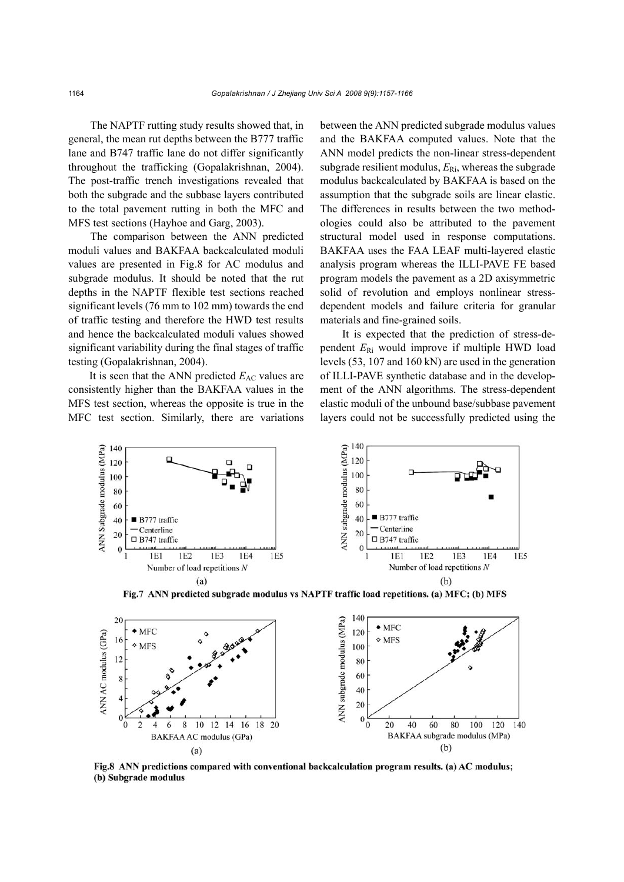The NAPTF rutting study results showed that, in general, the mean rut depths between the B777 traffic lane and B747 traffic lane do not differ significantly throughout the trafficking (Gopalakrishnan, 2004). The post-traffic trench investigations revealed that both the subgrade and the subbase layers contributed to the total pavement rutting in both the MFC and MFS test sections (Hayhoe and Garg, 2003).

The comparison between the ANN predicted moduli values and BAKFAA backcalculated moduli values are presented in Fig.8 for AC modulus and subgrade modulus. It should be noted that the rut depths in the NAPTF flexible test sections reached significant levels (76 mm to 102 mm) towards the end of traffic testing and therefore the HWD test results and hence the backcalculated moduli values showed significant variability during the final stages of traffic testing (Gopalakrishnan, 2004).

It is seen that the ANN predicted $E_{AC}$ values are consistently higher than the BAKFAA values in the MFS test section, whereas the opposite is true in the MFC test section. Similarly, there are variations between the ANN predicted subgrade modulus values and the BAKFAA computed values. Note that the ANN model predicts the non-linear stress-dependent subgrade resilient modulus, $E_{Ri}$, whereas the subgrade modulus backcalculated by BAKFAA is based on the assumption that the subgrade soils are linear elastic. The differences in results between the two methodologies could also be attributed to the pavement structural model used in response computations. BAKFAA uses the FAA LEAF multi-layered elastic analysis program whereas the ILLI-PAVE FE based program models the pavement as a 2D axisymmetric solid of revolution and employs nonlinear stress-dependent models and failure criteria for granular materials and fine-grained soils.

It is expected that the prediction of stress-dependent $E_{Ri}$ would improve if multiple HWD load levels (53, 107 and 160 kN) are used in the generation of ILLI-PAVE synthetic database and in the development of the ANN algorithms. The stress-dependent elastic moduli of the unbound base/subbase pavement layers could not be successfully predicted using the

**Fig.7 ANN predicted subgrade modulus vs NAPTF traffic load repetitions. (a) MFC; (b) MFS**

**Fig.8 ANN predictions compared with conventional backcalculation program results. (a) AC modulus; (b) Subgrade modulus**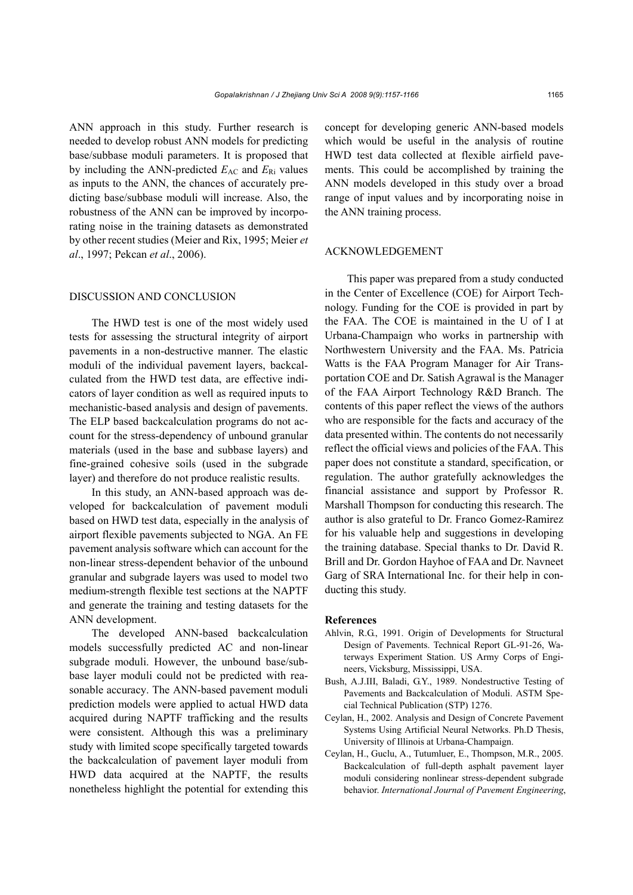ANN approach in this study. Further research is needed to develop robust ANN models for predicting base/subbase moduli parameters. It is proposed that by including the ANN-predicted $E_{AC}$ and $E_{Ri}$ values as inputs to the ANN, the chances of accurately predicting base/subbase moduli will increase. Also, the robustness of the ANN can be improved by incorporating noise in the training datasets as demonstrated by other recent studies (Meier and Rix, 1995; Meier *et al*., 1997; Pekcan *et al*., 2006).

## DISCUSSION AND CONCLUSION

The HWD test is one of the most widely used tests for assessing the structural integrity of airport pavements in a non-destructive manner. The elastic moduli of the individual pavement layers, backcalculated from the HWD test data, are effective indicators of layer condition as well as required inputs to mechanistic-based analysis and design of pavements. The ELP based backcalculation programs do not account for the stress-dependency of unbound granular materials (used in the base and subbase layers) and fine-grained cohesive soils (used in the subgrade layer) and therefore do not produce realistic results.

In this study, an ANN-based approach was developed for backcalculation of pavement moduli based on HWD test data, especially in the analysis of airport flexible pavements subjected to NGA. An FE pavement analysis software which can account for the non-linear stress-dependent behavior of the unbound granular and subgrade layers was used to model two medium-strength flexible test sections at the NAPTF and generate the training and testing datasets for the ANN development.

The developed ANN-based backcalculation models successfully predicted AC and non-linear subgrade moduli. However, the unbound base/subbase layer moduli could not be predicted with reasonable accuracy. The ANN-based pavement moduli prediction models were applied to actual HWD data acquired during NAPTF trafficking and the results were consistent. Although this was a preliminary study with limited scope specifically targeted towards the backcalculation of pavement layer moduli from HWD data acquired at the NAPTF, the results nonetheless highlight the potential for extending this concept for developing generic ANN-based models which would be useful in the analysis of routine HWD test data collected at flexible airfield pavements. This could be accomplished by training the ANN models developed in this study over a broad range of input values and by incorporating noise in the ANN training process.

## ACKNOWLEDGEMENT

This paper was prepared from a study conducted in the Center of Excellence (COE) for Airport Technology. Funding for the COE is provided in part by the FAA. The COE is maintained in the U of I at Urbana-Champaign who works in partnership with Northwestern University and the FAA. Ms. Patricia Watts is the FAA Program Manager for Air Transportation COE and Dr. Satish Agrawal is the Manager of the FAA Airport Technology R&D Branch. The contents of this paper reflect the views of the authors who are responsible for the facts and accuracy of the data presented within. The contents do not necessarily reflect the official views and policies of the FAA. This paper does not constitute a standard, specification, or regulation. The author gratefully acknowledges the financial assistance and support by Professor R. Marshall Thompson for conducting this research. The author is also grateful to Dr. Franco Gomez-Ramirez for his valuable help and suggestions in developing the training database. Special thanks to Dr. David R. Brill and Dr. Gordon Hayhoe of FAA and Dr. Navneet Garg of SRA International Inc. for their help in conducting this study.

## References

Ahlvin, R.G., 1991. Origin of Developments for Structural Design of Pavements. Technical Report GL-91-26, Waterways Experiment Station. US Army Corps of Engineers, Vicksburg, Mississippi, USA.

Bush, A.J.III, Baladi, G.Y., 1989. Nondestructive Testing of Pavements and Backcalculation of Moduli. ASTM Special Technical Publication (STP) 1276.

Ceylan, H., 2002. Analysis and Design of Concrete Pavement Systems Using Artificial Neural Networks. Ph.D Thesis, University of Illinois at Urbana-Champaign.

Ceylan, H., Guclu, A., Tutumluer, E., Thompson, M.R., 2005. Backcalculation of full-depth asphalt pavement layer moduli considering nonlinear stress-dependent subgrade behavior. *International Journal of Pavement Engineering*,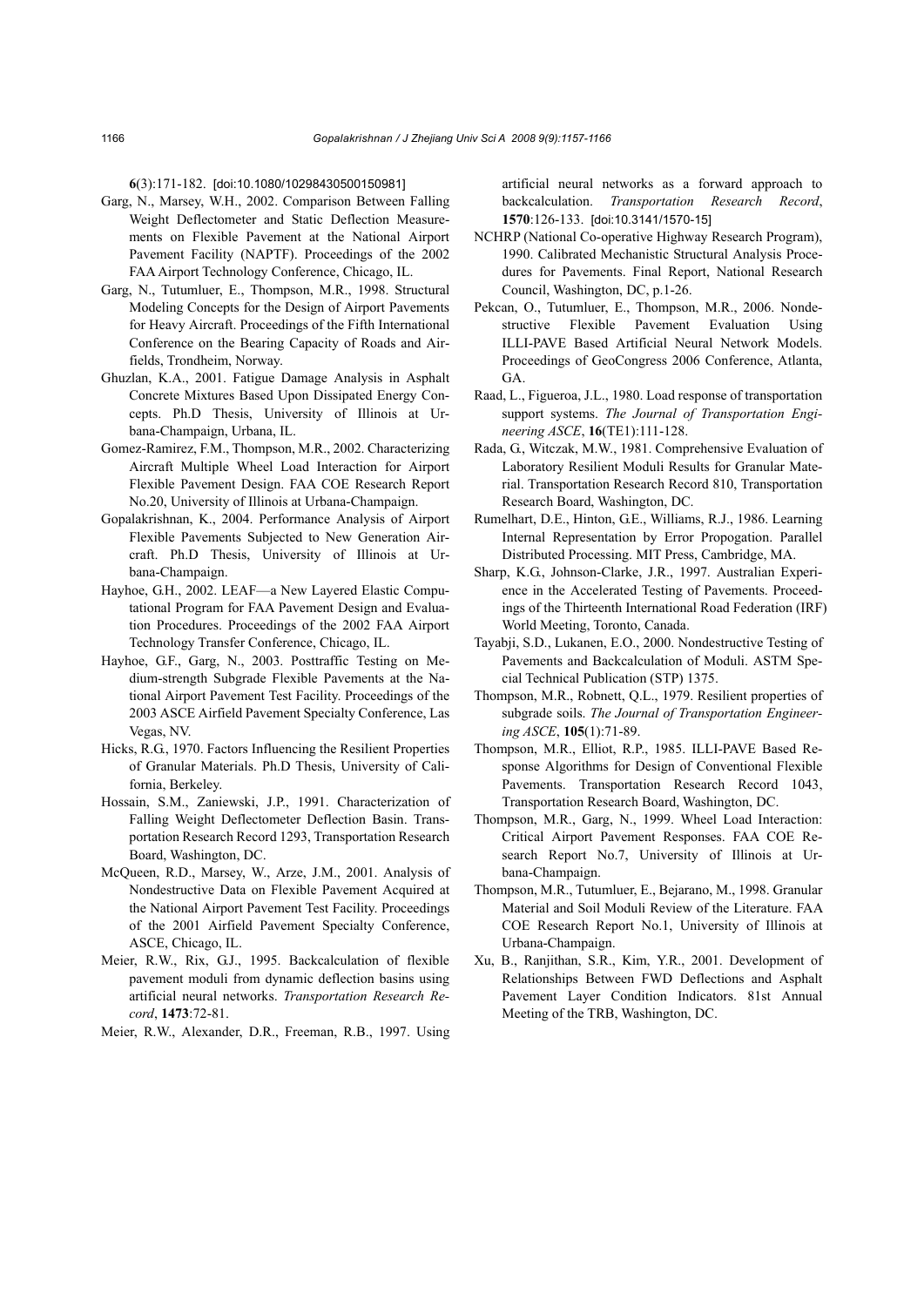**6**(3):171-182. [doi:10.1080/10298430500150981]

Garg, N., Marsey, W.H., 2002. Comparison Between Falling Weight Deflectometer and Static Deflection Measurements on Flexible Pavement at the National Airport Pavement Facility (NAPTF). Proceedings of the 2002 FAA Airport Technology Conference, Chicago, IL.

Garg, N., Tutumluer, E., Thompson, M.R., 1998. Structural Modeling Concepts for the Design of Airport Pavements for Heavy Aircraft. Proceedings of the Fifth International Conference on the Bearing Capacity of Roads and Airfields, Trondheim, Norway.

Ghuzlan, K.A., 2001. Fatigue Damage Analysis in Asphalt Concrete Mixtures Based Upon Dissipated Energy Concepts. Ph.D Thesis, University of Illinois at Urbana-Champaign, Urbana, IL.

Gomez-Ramirez, F.M., Thompson, M.R., 2002. Characterizing Aircraft Multiple Wheel Load Interaction for Airport Flexible Pavement Design. FAA COE Research Report No.20, University of Illinois at Urbana-Champaign.

Gopalakrishnan, K., 2004. Performance Analysis of Airport Flexible Pavements Subjected to New Generation Aircraft. Ph.D Thesis, University of Illinois at Urbana-Champaign.

Hayhoe, G.H., 2002. LEAF—a New Layered Elastic Computational Program for FAA Pavement Design and Evaluation Procedures. Proceedings of the 2002 FAA Airport Technology Transfer Conference, Chicago, IL.

Hayhoe, G.F., Garg, N., 2003. Posttraffic Testing on Medium-strength Subgrade Flexible Pavements at the National Airport Pavement Test Facility. Proceedings of the 2003 ASCE Airfield Pavement Specialty Conference, Las Vegas, NV.

Hicks, R.G., 1970. Factors Influencing the Resilient Properties of Granular Materials. Ph.D Thesis, University of California, Berkeley.

Hossain, S.M., Zaniewski, J.P., 1991. Characterization of Falling Weight Deflectometer Deflection Basin. Transportation Research Record 1293, Transportation Research Board, Washington, DC.

McQueen, R.D., Marsey, W., Arze, J.M., 2001. Analysis of Nondestructive Data on Flexible Pavement Acquired at the National Airport Pavement Test Facility. Proceedings of the 2001 Airfield Pavement Specialty Conference, ASCE, Chicago, IL.

Meier, R.W., Rix, G.J., 1995. Backcalculation of flexible pavement moduli from dynamic deflection basins using artificial neural networks. *Transportation Research Record*, **1473**:72-81.

Meier, R.W., Alexander, D.R., Freeman, R.B., 1997. Using artificial neural networks as a forward approach to backcalculation. *Transportation Research Record*, **1570**:126-133. [doi:10.3141/1570-15]

NCHRP (National Co-operative Highway Research Program), 1990. Calibrated Mechanistic Structural Analysis Procedures for Pavements. Final Report, National Research Council, Washington, DC, p.1-26.

Pekcan, O., Tutumluer, E., Thompson, M.R., 2006. Nondestructive Flexible Pavement Evaluation Using ILLI-PAVE Based Artificial Neural Network Models. Proceedings of GeoCongress 2006 Conference, Atlanta, GA.

Raad, L., Figueroa, J.L., 1980. Load response of transportation support systems. *The Journal of Transportation Engineering ASCE*, **16**(TE1):111-128.

Rada, G., Witczak, M.W., 1981. Comprehensive Evaluation of Laboratory Resilient Moduli Results for Granular Material. Transportation Research Record 810, Transportation Research Board, Washington, DC.

Rumelhart, D.E., Hinton, G.E., Williams, R.J., 1986. Learning Internal Representation by Error Propogation. Parallel Distributed Processing. MIT Press, Cambridge, MA.

Sharp, K.G., Johnson-Clarke, J.R., 1997. Australian Experience in the Accelerated Testing of Pavements. Proceedings of the Thirteenth International Road Federation (IRF) World Meeting, Toronto, Canada.

Tayabji, S.D., Lukanen, E.O., 2000. Nondestructive Testing of Pavements and Backcalculation of Moduli. ASTM Special Technical Publication (STP) 1375.

Thompson, M.R., Robnett, Q.L., 1979. Resilient properties of subgrade soils. *The Journal of Transportation Engineering ASCE*, **105**(1):71-89.

Thompson, M.R., Elliot, R.P., 1985. ILLI-PAVE Based Response Algorithms for Design of Conventional Flexible Pavements. Transportation Research Record 1043, Transportation Research Board, Washington, DC.

Thompson, M.R., Garg, N., 1999. Wheel Load Interaction: Critical Airport Pavement Responses. FAA COE Research Report No.7, University of Illinois at Urbana-Champaign.

Thompson, M.R., Tutumluer, E., Bejarano, M., 1998. Granular Material and Soil Moduli Review of the Literature. FAA COE Research Report No.1, University of Illinois at Urbana-Champaign.

Xu, B., Ranjithan, S.R., Kim, Y.R., 2001. Development of Relationships Between FWD Deflections and Asphalt Pavement Layer Condition Indicators. 81st Annual Meeting of the TRB, Washington, DC.